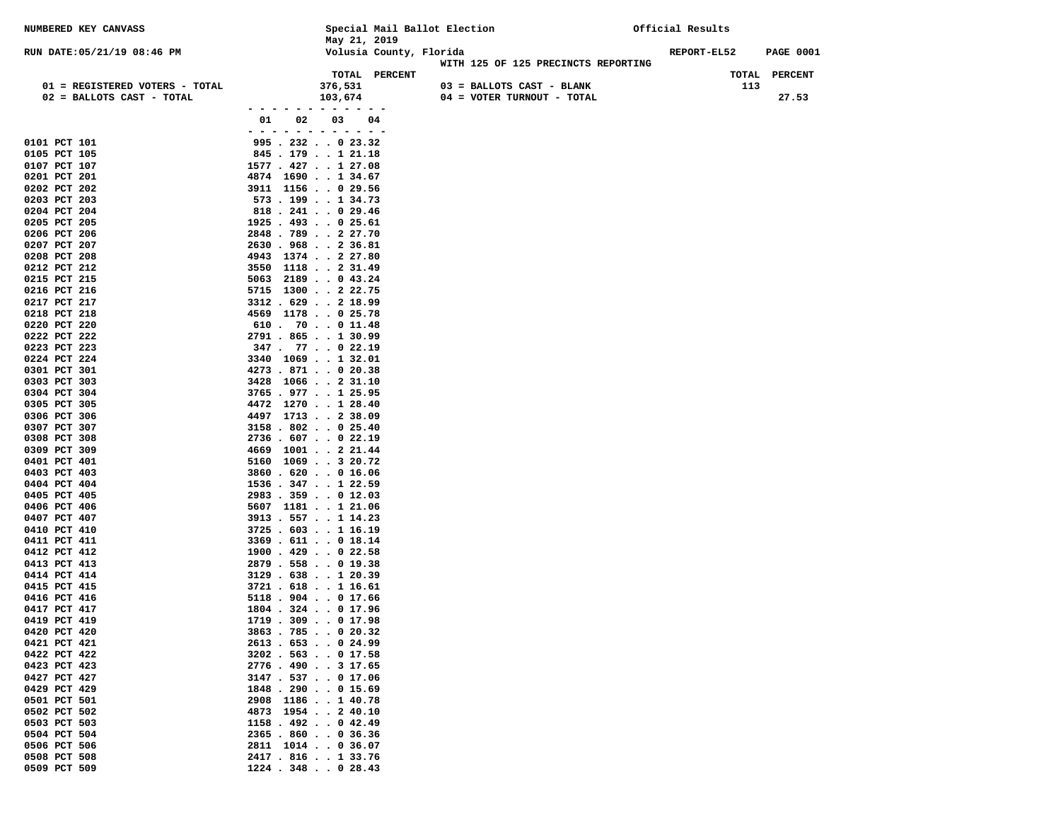NUMBERED KEY CANVASS

RUN DATE:05/21/19 08:46 PM

Special Mail Ballot Election
May 21, 2019
Volusia County, Florida
WITH 125 OF 125 PRECINCTS REPORTING

Official Results

REPORT-EL52 PAGE 0001

| | TOTAL | PERCENT | | TOTAL | PERCENT |
|---|---|---|---|---|---|
| 01 = REGISTERED VOTERS - TOTAL | 376,531 | | 03 = BALLOTS CAST - BLANK | 113 | |
| 02 = BALLOTS CAST - TOTAL | 103,674 | | 04 = VOTER TURNOUT - TOTAL | | 27.53 |

| | 01 | 02 | 03 | 04 |
|---|---|---|---|---|
| 0101 PCT 101 | 995 | 232 | 0 | 23.32 |
| 0105 PCT 105 | 845 | 179 | 1 | 21.18 |
| 0107 PCT 107 | 1577 | 427 | 1 | 27.08 |
| 0201 PCT 201 | 4874 | 1690 | 1 | 34.67 |
| 0202 PCT 202 | 3911 | 1156 | 0 | 29.56 |
| 0203 PCT 203 | 573 | 199 | 1 | 34.73 |
| 0204 PCT 204 | 818 | 241 | 0 | 29.46 |
| 0205 PCT 205 | 1925 | 493 | 0 | 25.61 |
| 0206 PCT 206 | 2848 | 789 | 2 | 27.70 |
| 0207 PCT 207 | 2630 | 968 | 2 | 36.81 |
| 0208 PCT 208 | 4943 | 1374 | 2 | 27.80 |
| 0212 PCT 212 | 3550 | 1118 | 2 | 31.49 |
| 0215 PCT 215 | 5063 | 2189 | 0 | 43.24 |
| 0216 PCT 216 | 5715 | 1300 | 2 | 22.75 |
| 0217 PCT 217 | 3312 | 629 | 2 | 18.99 |
| 0218 PCT 218 | 4569 | 1178 | 0 | 25.78 |
| 0220 PCT 220 | 610 | 70 | 0 | 11.48 |
| 0222 PCT 222 | 2791 | 865 | 1 | 30.99 |
| 0223 PCT 223 | 347 | 77 | 0 | 22.19 |
| 0224 PCT 224 | 3340 | 1069 | 1 | 32.01 |
| 0301 PCT 301 | 4273 | 871 | 0 | 20.38 |
| 0303 PCT 303 | 3428 | 1066 | 2 | 31.10 |
| 0304 PCT 304 | 3765 | 977 | 1 | 25.95 |
| 0305 PCT 305 | 4472 | 1270 | 1 | 28.40 |
| 0306 PCT 306 | 4497 | 1713 | 2 | 38.09 |
| 0307 PCT 307 | 3158 | 802 | 0 | 25.40 |
| 0308 PCT 308 | 2736 | 607 | 0 | 22.19 |
| 0309 PCT 309 | 4669 | 1001 | 2 | 21.44 |
| 0401 PCT 401 | 5160 | 1069 | 3 | 20.72 |
| 0403 PCT 403 | 3860 | 620 | 0 | 16.06 |
| 0404 PCT 404 | 1536 | 347 | 1 | 22.59 |
| 0405 PCT 405 | 2983 | 359 | 0 | 12.03 |
| 0406 PCT 406 | 5607 | 1181 | 1 | 21.06 |
| 0407 PCT 407 | 3913 | 557 | 1 | 14.23 |
| 0410 PCT 410 | 3725 | 603 | 1 | 16.19 |
| 0411 PCT 411 | 3369 | 611 | 0 | 18.14 |
| 0412 PCT 412 | 1900 | 429 | 0 | 22.58 |
| 0413 PCT 413 | 2879 | 558 | 0 | 19.38 |
| 0414 PCT 414 | 3129 | 638 | 1 | 20.39 |
| 0415 PCT 415 | 3721 | 618 | 1 | 16.61 |
| 0416 PCT 416 | 5118 | 904 | 0 | 17.66 |
| 0417 PCT 417 | 1804 | 324 | 0 | 17.96 |
| 0419 PCT 419 | 1719 | 309 | 0 | 17.98 |
| 0420 PCT 420 | 3863 | 785 | 0 | 20.32 |
| 0421 PCT 421 | 2613 | 653 | 0 | 24.99 |
| 0422 PCT 422 | 3202 | 563 | 0 | 17.58 |
| 0423 PCT 423 | 2776 | 490 | 3 | 17.65 |
| 0427 PCT 427 | 3147 | 537 | 0 | 17.06 |
| 0429 PCT 429 | 1848 | 290 | 0 | 15.69 |
| 0501 PCT 501 | 2908 | 1186 | 1 | 40.78 |
| 0502 PCT 502 | 4873 | 1954 | 2 | 40.10 |
| 0503 PCT 503 | 1158 | 492 | 0 | 42.49 |
| 0504 PCT 504 | 2365 | 860 | 0 | 36.36 |
| 0506 PCT 506 | 2811 | 1014 | 0 | 36.07 |
| 0508 PCT 508 | 2417 | 816 | 1 | 33.76 |
| 0509 PCT 509 | 1224 | 348 | 0 | 28.43 |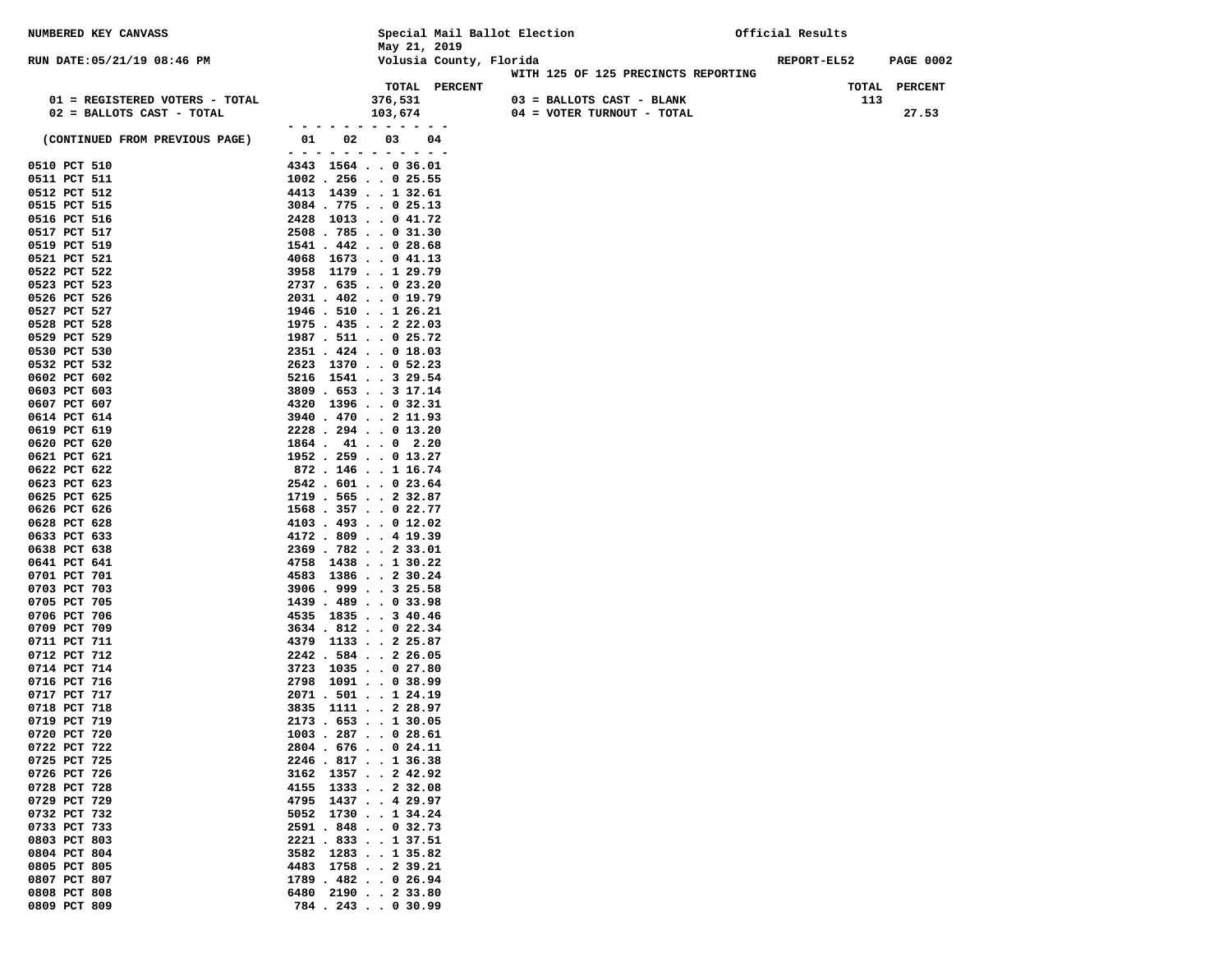NUMBERED KEY CANVASS

Special Mail Ballot Election
May 21, 2019
Volusia County, Florida

Official Results

RUN DATE:05/21/19 08:46 PM

REPORT-EL52

WITH 125 OF 125 PRECINCTS REPORTING

| | TOTAL | PERCENT | | TOTAL | PERCENT |
|---|---|---|---|---|---|
| 01 = REGISTERED VOTERS - TOTAL | 376,531 | | 03 = BALLOTS CAST - BLANK | 113 | |
| 02 = BALLOTS CAST - TOTAL | 103,674 | | 04 = VOTER TURNOUT - TOTAL | | 27.53 |

(CONTINUED FROM PREVIOUS PAGE)

| Precinct | 01 | 02 | 03 | 04 |
|---|---|---|---|---|
| 0510 PCT 510 | 4343 | 1564 | 0 | 36.01 |
| 0511 PCT 511 | 1002 | 256 | 0 | 25.55 |
| 0512 PCT 512 | 4413 | 1439 | 1 | 32.61 |
| 0515 PCT 515 | 3084 | 775 | 0 | 25.13 |
| 0516 PCT 516 | 2428 | 1013 | 0 | 41.72 |
| 0517 PCT 517 | 2508 | 785 | 0 | 31.30 |
| 0519 PCT 519 | 1541 | 442 | 0 | 28.68 |
| 0521 PCT 521 | 4068 | 1673 | 0 | 41.13 |
| 0522 PCT 522 | 3958 | 1179 | 1 | 29.79 |
| 0523 PCT 523 | 2737 | 635 | 0 | 23.20 |
| 0526 PCT 526 | 2031 | 402 | 0 | 19.79 |
| 0527 PCT 527 | 1946 | 510 | 1 | 26.21 |
| 0528 PCT 528 | 1975 | 435 | 2 | 22.03 |
| 0529 PCT 529 | 1987 | 511 | 0 | 25.72 |
| 0530 PCT 530 | 2351 | 424 | 0 | 18.03 |
| 0532 PCT 532 | 2623 | 1370 | 0 | 52.23 |
| 0602 PCT 602 | 5216 | 1541 | 3 | 29.54 |
| 0603 PCT 603 | 3809 | 653 | 3 | 17.14 |
| 0607 PCT 607 | 4320 | 1396 | 0 | 32.31 |
| 0614 PCT 614 | 3940 | 470 | 2 | 11.93 |
| 0619 PCT 619 | 2228 | 294 | 0 | 13.20 |
| 0620 PCT 620 | 1864 | 41 | 0 | 2.20 |
| 0621 PCT 621 | 1952 | 259 | 0 | 13.27 |
| 0622 PCT 622 | 872 | 146 | 1 | 16.74 |
| 0623 PCT 623 | 2542 | 601 | 0 | 23.64 |
| 0625 PCT 625 | 1719 | 565 | 2 | 32.87 |
| 0626 PCT 626 | 1568 | 357 | 0 | 22.77 |
| 0628 PCT 628 | 4103 | 493 | 0 | 12.02 |
| 0633 PCT 633 | 4172 | 809 | 4 | 19.39 |
| 0638 PCT 638 | 2369 | 782 | 2 | 33.01 |
| 0641 PCT 641 | 4758 | 1438 | 1 | 30.22 |
| 0701 PCT 701 | 4583 | 1386 | 2 | 30.24 |
| 0703 PCT 703 | 3906 | 999 | 3 | 25.58 |
| 0705 PCT 705 | 1439 | 489 | 0 | 33.98 |
| 0706 PCT 706 | 4535 | 1835 | 3 | 40.46 |
| 0709 PCT 709 | 3634 | 812 | 0 | 22.34 |
| 0711 PCT 711 | 4379 | 1133 | 2 | 25.87 |
| 0712 PCT 712 | 2242 | 584 | 2 | 26.05 |
| 0714 PCT 714 | 3723 | 1035 | 0 | 27.80 |
| 0716 PCT 716 | 2798 | 1091 | 0 | 38.99 |
| 0717 PCT 717 | 2071 | 501 | 1 | 24.19 |
| 0718 PCT 718 | 3835 | 1111 | 2 | 28.97 |
| 0719 PCT 719 | 2173 | 653 | 1 | 30.05 |
| 0720 PCT 720 | 1003 | 287 | 0 | 28.61 |
| 0722 PCT 722 | 2804 | 676 | 0 | 24.11 |
| 0725 PCT 725 | 2246 | 817 | 1 | 36.38 |
| 0726 PCT 726 | 3162 | 1357 | 2 | 42.92 |
| 0728 PCT 728 | 4155 | 1333 | 2 | 32.08 |
| 0729 PCT 729 | 4795 | 1437 | 4 | 29.97 |
| 0732 PCT 732 | 5052 | 1730 | 1 | 34.24 |
| 0733 PCT 733 | 2591 | 848 | 0 | 32.73 |
| 0803 PCT 803 | 2221 | 833 | 1 | 37.51 |
| 0804 PCT 804 | 3582 | 1283 | 1 | 35.82 |
| 0805 PCT 805 | 4483 | 1758 | 2 | 39.21 |
| 0807 PCT 807 | 1789 | 482 | 0 | 26.94 |
| 0808 PCT 808 | 6480 | 2190 | 2 | 33.80 |
| 0809 PCT 809 | 784 | 243 | 0 | 30.99 |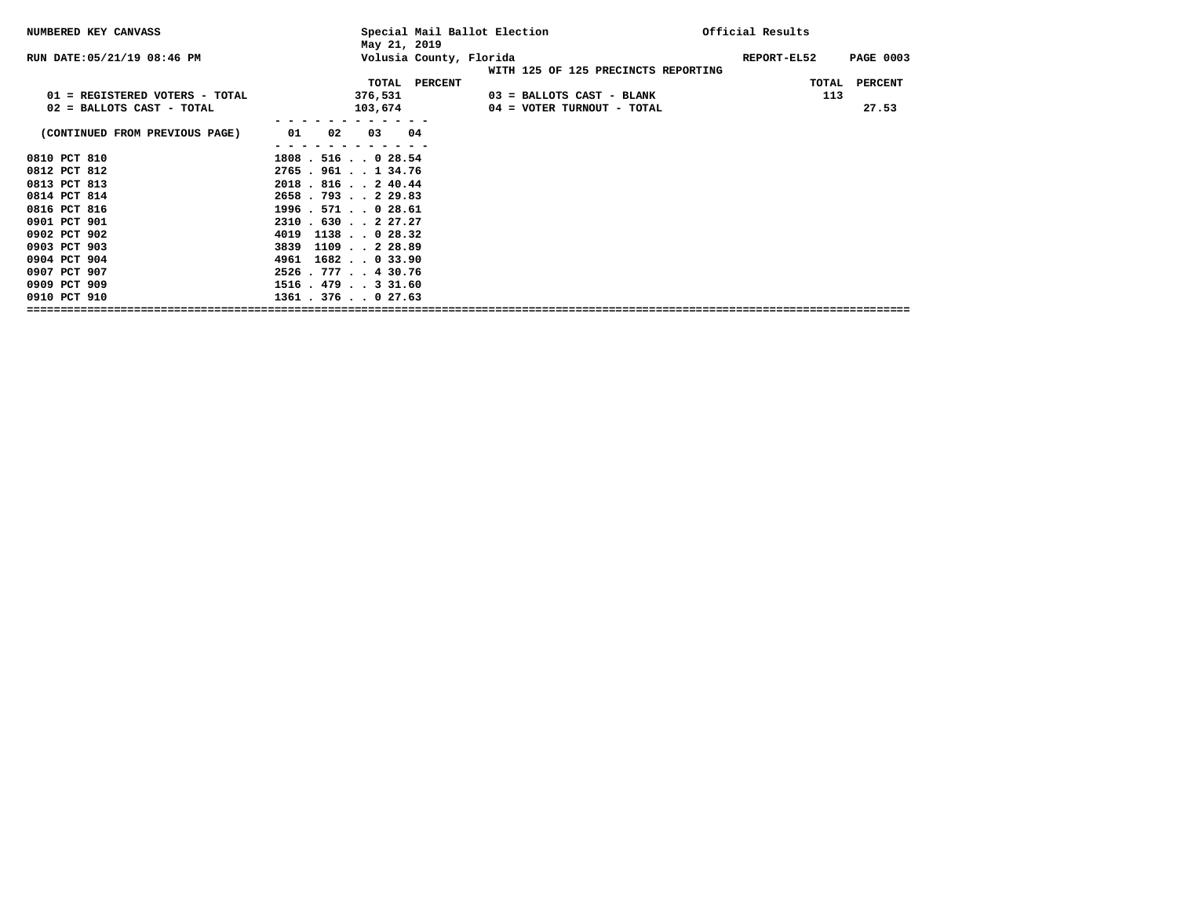NUMBERED KEY CANVASS

Special Mail Ballot Election
May 21, 2019
Volusia County, Florida
WITH 125 OF 125 PRECINCTS REPORTING

Official Results

RUN DATE:05/21/19 08:46 PM

REPORT-EL52

| | TOTAL | PERCENT | | TOTAL | PERCENT |
|---|---|---|---|---|---|
| 01 = REGISTERED VOTERS - TOTAL | 376,531 | | 03 = BALLOTS CAST - BLANK | 113 | |
| 02 = BALLOTS CAST - TOTAL | 103,674 | | 04 = VOTER TURNOUT - TOTAL | | 27.53 |

(CONTINUED FROM PREVIOUS PAGE)

| | 01 | 02 | 03 | 04 |
|---|---|---|---|---|
| 0810 PCT 810 | 1808 | 516 | 0 | 28.54 |
| 0812 PCT 812 | 2765 | 961 | 1 | 34.76 |
| 0813 PCT 813 | 2018 | 816 | 2 | 40.44 |
| 0814 PCT 814 | 2658 | 793 | 2 | 29.83 |
| 0816 PCT 816 | 1996 | 571 | 0 | 28.61 |
| 0901 PCT 901 | 2310 | 630 | 2 | 27.27 |
| 0902 PCT 902 | 4019 | 1138 | 0 | 28.32 |
| 0903 PCT 903 | 3839 | 1109 | 2 | 28.89 |
| 0904 PCT 904 | 4961 | 1682 | 0 | 33.90 |
| 0907 PCT 907 | 2526 | 777 | 4 | 30.76 |
| 0909 PCT 909 | 1516 | 479 | 3 | 31.60 |
| 0910 PCT 910 | 1361 | 376 | 0 | 27.63 |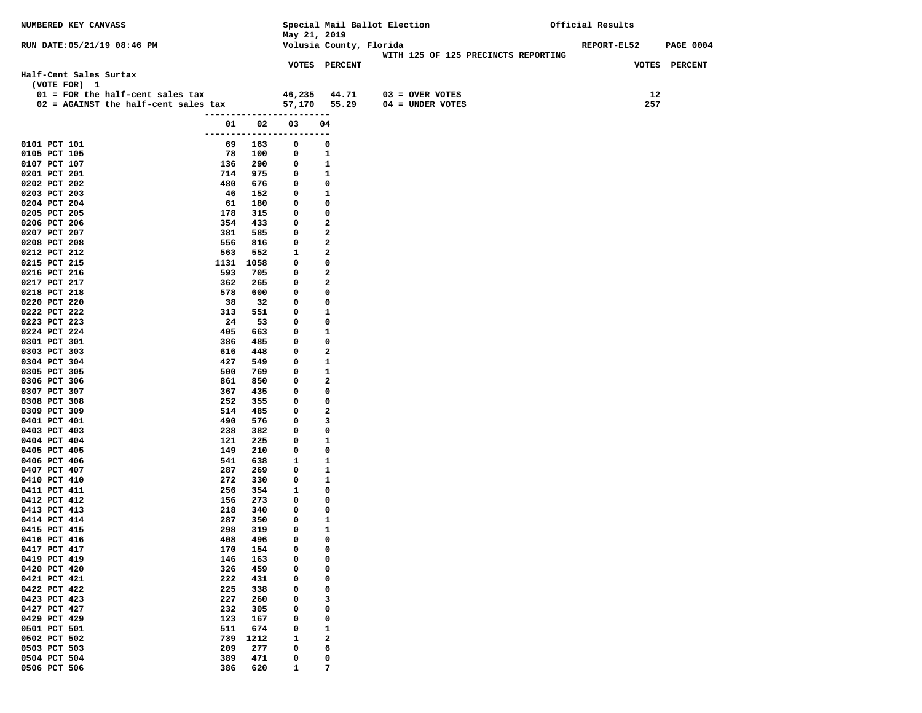NUMBERED KEY CANVASS — Special Mail Ballot Election, May 21, 2019 — Official Results

RUN DATE:05/21/19 08:46 PM — Volusia County, Florida — REPORT-EL52

WITH 125 OF 125 PRECINCTS REPORTING

## Half-Cent Sales Surtax

(VOTE FOR) 1

| | VOTES | PERCENT |
|---|---|---|
| 01 = FOR the half-cent sales tax | 46,235 | 44.71 |
| 02 = AGAINST the half-cent sales tax | 57,170 | 55.29 |

| | VOTES |
|---|---|
| 03 = OVER VOTES | 12 |
| 04 = UNDER VOTES | 257 |

| Precinct | 01 | 02 | 03 | 04 |
|---|---|---|---|---|
| 0101 PCT 101 | 69 | 163 | 0 | 0 |
| 0105 PCT 105 | 78 | 100 | 0 | 1 |
| 0107 PCT 107 | 136 | 290 | 0 | 1 |
| 0201 PCT 201 | 714 | 975 | 0 | 1 |
| 0202 PCT 202 | 480 | 676 | 0 | 0 |
| 0203 PCT 203 | 46 | 152 | 0 | 1 |
| 0204 PCT 204 | 61 | 180 | 0 | 0 |
| 0205 PCT 205 | 178 | 315 | 0 | 0 |
| 0206 PCT 206 | 354 | 433 | 0 | 2 |
| 0207 PCT 207 | 381 | 585 | 0 | 2 |
| 0208 PCT 208 | 556 | 816 | 0 | 2 |
| 0212 PCT 212 | 563 | 552 | 1 | 2 |
| 0215 PCT 215 | 1131 | 1058 | 0 | 0 |
| 0216 PCT 216 | 593 | 705 | 0 | 2 |
| 0217 PCT 217 | 362 | 265 | 0 | 2 |
| 0218 PCT 218 | 578 | 600 | 0 | 0 |
| 0220 PCT 220 | 38 | 32 | 0 | 0 |
| 0222 PCT 222 | 313 | 551 | 0 | 1 |
| 0223 PCT 223 | 24 | 53 | 0 | 0 |
| 0224 PCT 224 | 405 | 663 | 0 | 1 |
| 0301 PCT 301 | 386 | 485 | 0 | 0 |
| 0303 PCT 303 | 616 | 448 | 0 | 2 |
| 0304 PCT 304 | 427 | 549 | 0 | 1 |
| 0305 PCT 305 | 500 | 769 | 0 | 1 |
| 0306 PCT 306 | 861 | 850 | 0 | 2 |
| 0307 PCT 307 | 367 | 435 | 0 | 0 |
| 0308 PCT 308 | 252 | 355 | 0 | 0 |
| 0309 PCT 309 | 514 | 485 | 0 | 2 |
| 0401 PCT 401 | 490 | 576 | 0 | 3 |
| 0403 PCT 403 | 238 | 382 | 0 | 0 |
| 0404 PCT 404 | 121 | 225 | 0 | 1 |
| 0405 PCT 405 | 149 | 210 | 0 | 0 |
| 0406 PCT 406 | 541 | 638 | 1 | 1 |
| 0407 PCT 407 | 287 | 269 | 0 | 1 |
| 0410 PCT 410 | 272 | 330 | 0 | 1 |
| 0411 PCT 411 | 256 | 354 | 1 | 0 |
| 0412 PCT 412 | 156 | 273 | 0 | 0 |
| 0413 PCT 413 | 218 | 340 | 0 | 0 |
| 0414 PCT 414 | 287 | 350 | 0 | 1 |
| 0415 PCT 415 | 298 | 319 | 0 | 1 |
| 0416 PCT 416 | 408 | 496 | 0 | 0 |
| 0417 PCT 417 | 170 | 154 | 0 | 0 |
| 0419 PCT 419 | 146 | 163 | 0 | 0 |
| 0420 PCT 420 | 326 | 459 | 0 | 0 |
| 0421 PCT 421 | 222 | 431 | 0 | 0 |
| 0422 PCT 422 | 225 | 338 | 0 | 0 |
| 0423 PCT 423 | 227 | 260 | 0 | 3 |
| 0427 PCT 427 | 232 | 305 | 0 | 0 |
| 0429 PCT 429 | 123 | 167 | 0 | 0 |
| 0501 PCT 501 | 511 | 674 | 0 | 1 |
| 0502 PCT 502 | 739 | 1212 | 1 | 2 |
| 0503 PCT 503 | 209 | 277 | 0 | 6 |
| 0504 PCT 504 | 389 | 471 | 0 | 0 |
| 0506 PCT 506 | 386 | 620 | 1 | 7 |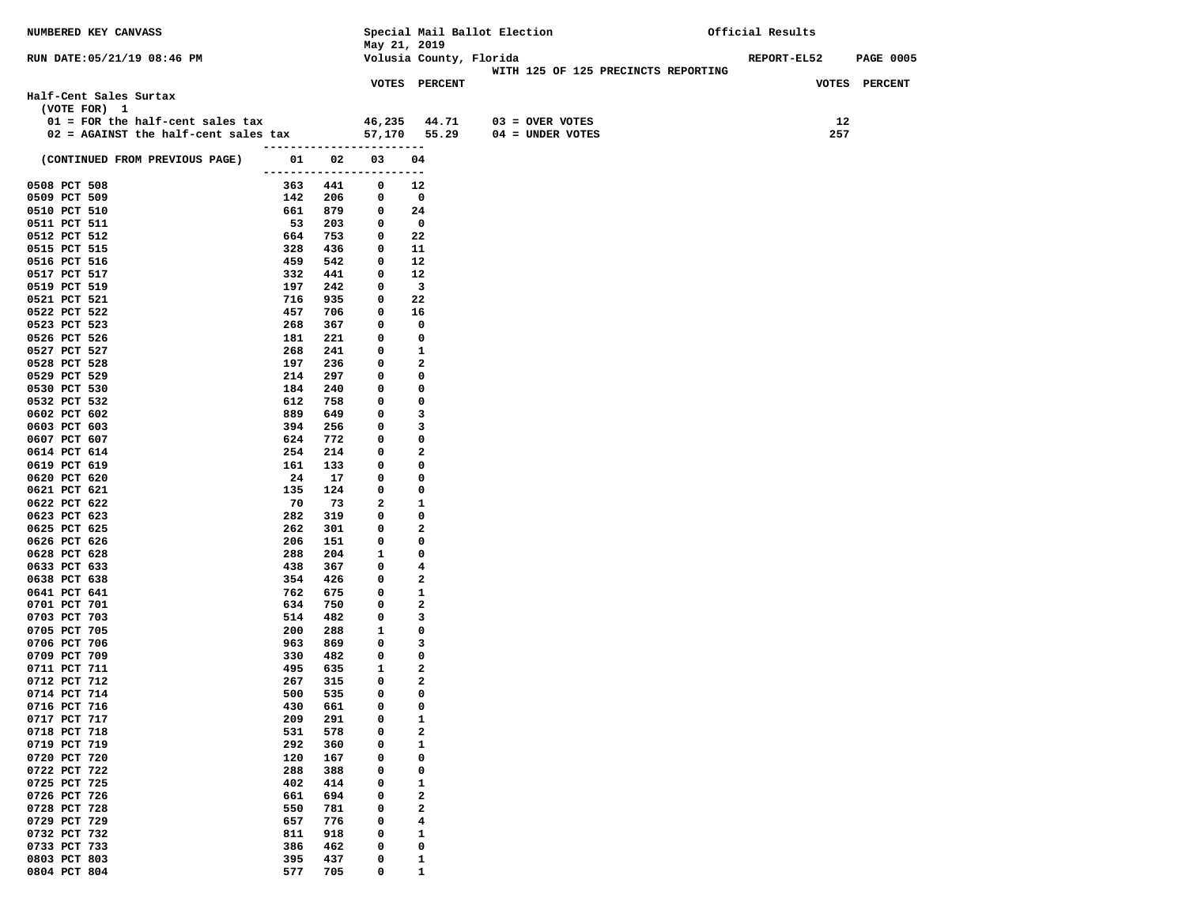NUMBERED KEY CANVASS

Special Mail Ballot Election
May 21, 2019
Volusia County, Florida

Official Results

RUN DATE:05/21/19 08:46 PM

REPORT-EL52

WITH 125 OF 125 PRECINCTS REPORTING

## Half-Cent Sales Surtax

(VOTE FOR) 1

| | VOTES | PERCENT | | VOTES |
|---|---|---|---|---|
| 01 = FOR the half-cent sales tax | 46,235 | 44.71 | 03 = OVER VOTES | 12 |
| 02 = AGAINST the half-cent sales tax | 57,170 | 55.29 | 04 = UNDER VOTES | 257 |

| (CONTINUED FROM PREVIOUS PAGE) | 01 | 02 | 03 | 04 |
|---|---|---|---|---|
| 0508 PCT 508 | 363 | 441 | 0 | 12 |
| 0509 PCT 509 | 142 | 206 | 0 | 0 |
| 0510 PCT 510 | 661 | 879 | 0 | 24 |
| 0511 PCT 511 | 53 | 203 | 0 | 0 |
| 0512 PCT 512 | 664 | 753 | 0 | 22 |
| 0515 PCT 515 | 328 | 436 | 0 | 11 |
| 0516 PCT 516 | 459 | 542 | 0 | 12 |
| 0517 PCT 517 | 332 | 441 | 0 | 12 |
| 0519 PCT 519 | 197 | 242 | 0 | 3 |
| 0521 PCT 521 | 716 | 935 | 0 | 22 |
| 0522 PCT 522 | 457 | 706 | 0 | 16 |
| 0523 PCT 523 | 268 | 367 | 0 | 0 |
| 0526 PCT 526 | 181 | 221 | 0 | 0 |
| 0527 PCT 527 | 268 | 241 | 0 | 1 |
| 0528 PCT 528 | 197 | 236 | 0 | 2 |
| 0529 PCT 529 | 214 | 297 | 0 | 0 |
| 0530 PCT 530 | 184 | 240 | 0 | 0 |
| 0532 PCT 532 | 612 | 758 | 0 | 0 |
| 0602 PCT 602 | 889 | 649 | 0 | 3 |
| 0603 PCT 603 | 394 | 256 | 0 | 3 |
| 0607 PCT 607 | 624 | 772 | 0 | 0 |
| 0614 PCT 614 | 254 | 214 | 0 | 2 |
| 0619 PCT 619 | 161 | 133 | 0 | 0 |
| 0620 PCT 620 | 24 | 17 | 0 | 0 |
| 0621 PCT 621 | 135 | 124 | 0 | 0 |
| 0622 PCT 622 | 70 | 73 | 2 | 1 |
| 0623 PCT 623 | 282 | 319 | 0 | 0 |
| 0625 PCT 625 | 262 | 301 | 0 | 2 |
| 0626 PCT 626 | 206 | 151 | 0 | 0 |
| 0628 PCT 628 | 288 | 204 | 1 | 0 |
| 0633 PCT 633 | 438 | 367 | 0 | 4 |
| 0638 PCT 638 | 354 | 426 | 0 | 2 |
| 0641 PCT 641 | 762 | 675 | 0 | 1 |
| 0701 PCT 701 | 634 | 750 | 0 | 2 |
| 0703 PCT 703 | 514 | 482 | 0 | 3 |
| 0705 PCT 705 | 200 | 288 | 1 | 0 |
| 0706 PCT 706 | 963 | 869 | 0 | 3 |
| 0709 PCT 709 | 330 | 482 | 0 | 0 |
| 0711 PCT 711 | 495 | 635 | 1 | 2 |
| 0712 PCT 712 | 267 | 315 | 0 | 2 |
| 0714 PCT 714 | 500 | 535 | 0 | 0 |
| 0716 PCT 716 | 430 | 661 | 0 | 0 |
| 0717 PCT 717 | 209 | 291 | 0 | 1 |
| 0718 PCT 718 | 531 | 578 | 0 | 2 |
| 0719 PCT 719 | 292 | 360 | 0 | 1 |
| 0720 PCT 720 | 120 | 167 | 0 | 0 |
| 0722 PCT 722 | 288 | 388 | 0 | 0 |
| 0725 PCT 725 | 402 | 414 | 0 | 1 |
| 0726 PCT 726 | 661 | 694 | 0 | 2 |
| 0728 PCT 728 | 550 | 781 | 0 | 2 |
| 0729 PCT 729 | 657 | 776 | 0 | 4 |
| 0732 PCT 732 | 811 | 918 | 0 | 1 |
| 0733 PCT 733 | 386 | 462 | 0 | 0 |
| 0803 PCT 803 | 395 | 437 | 0 | 1 |
| 0804 PCT 804 | 577 | 705 | 0 | 1 |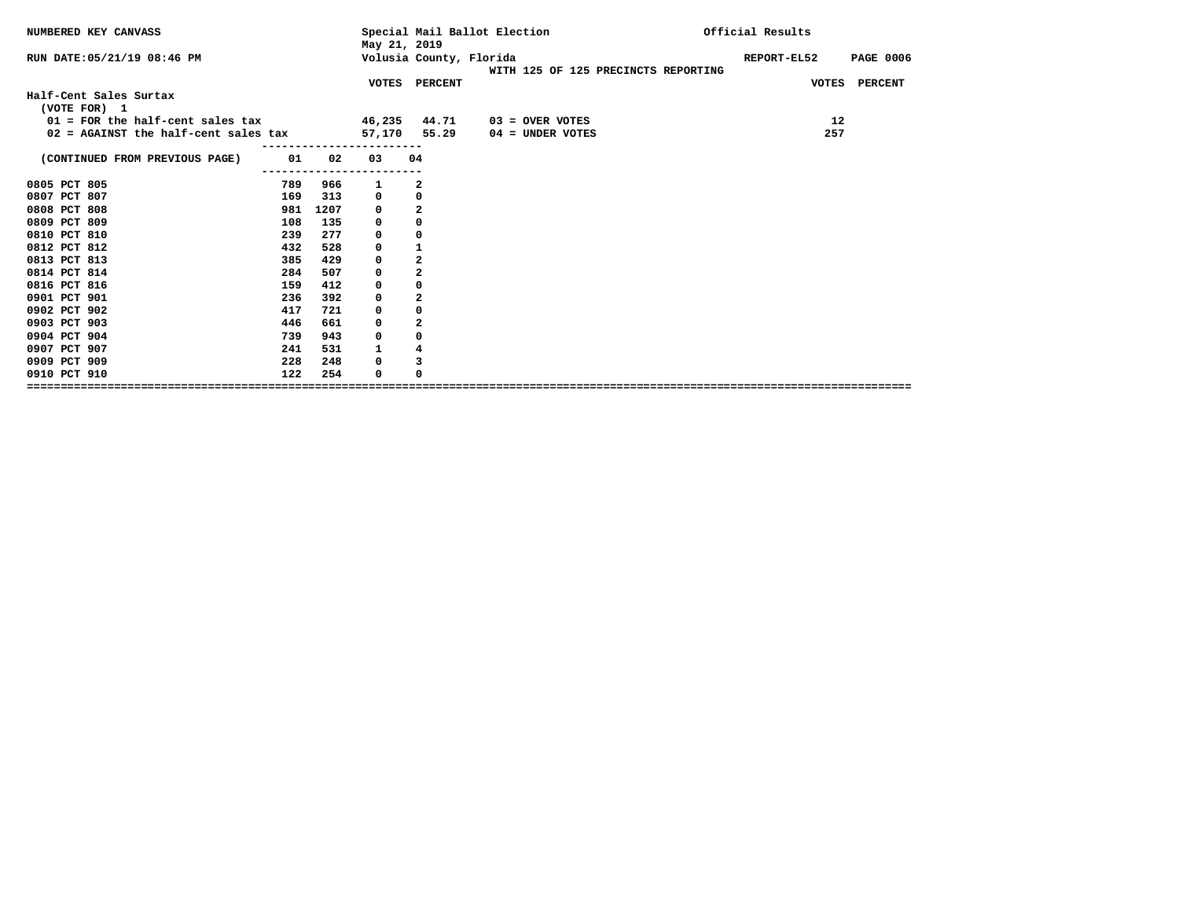NUMBERED KEY CANVASS

Special Mail Ballot Election
May 21, 2019
Volusia County, Florida

Official Results

RUN DATE:05/21/19 08:46 PM

REPORT-EL52 PAGE 0006

WITH 125 OF 125 PRECINCTS REPORTING

**Half-Cent Sales Surtax**
(VOTE FOR) 1

| | VOTES | PERCENT | | VOTES | PERCENT |
|---|---|---|---|---|---|
| 01 = FOR the half-cent sales tax | 46,235 | 44.71 | 03 = OVER VOTES | 12 | |
| 02 = AGAINST the half-cent sales tax | 57,170 | 55.29 | 04 = UNDER VOTES | 257 | |

| (CONTINUED FROM PREVIOUS PAGE) | 01 | 02 | 03 | 04 |
|---|---|---|---|---|
| 0805 PCT 805 | 789 | 966 | 1 | 2 |
| 0807 PCT 807 | 169 | 313 | 0 | 0 |
| 0808 PCT 808 | 981 | 1207 | 0 | 2 |
| 0809 PCT 809 | 108 | 135 | 0 | 0 |
| 0810 PCT 810 | 239 | 277 | 0 | 0 |
| 0812 PCT 812 | 432 | 528 | 0 | 1 |
| 0813 PCT 813 | 385 | 429 | 0 | 2 |
| 0814 PCT 814 | 284 | 507 | 0 | 2 |
| 0816 PCT 816 | 159 | 412 | 0 | 0 |
| 0901 PCT 901 | 236 | 392 | 0 | 2 |
| 0902 PCT 902 | 417 | 721 | 0 | 0 |
| 0903 PCT 903 | 446 | 661 | 0 | 2 |
| 0904 PCT 904 | 739 | 943 | 0 | 0 |
| 0907 PCT 907 | 241 | 531 | 1 | 4 |
| 0909 PCT 909 | 228 | 248 | 0 | 3 |
| 0910 PCT 910 | 122 | 254 | 0 | 0 |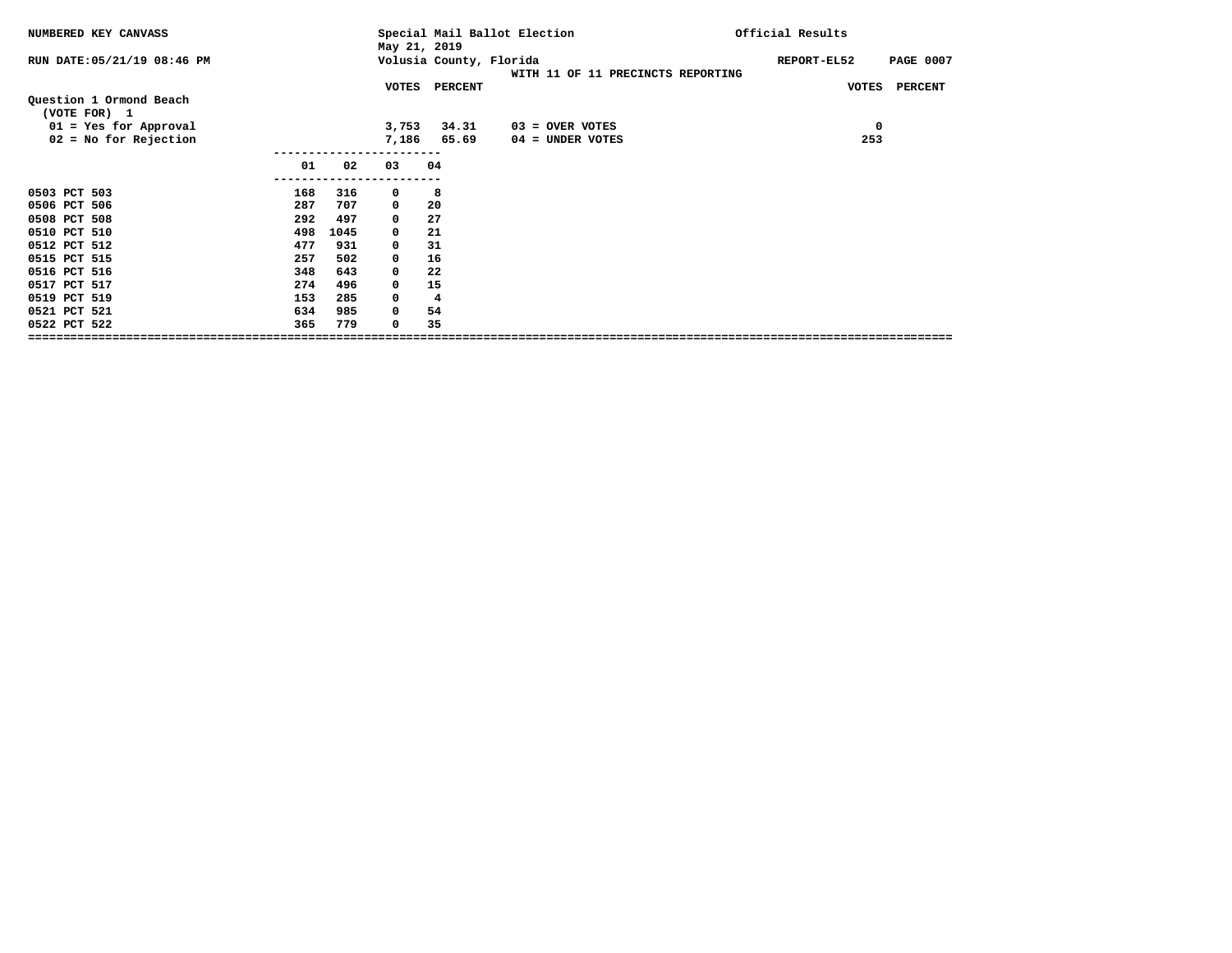NUMBERED KEY CANVASS

RUN DATE:05/21/19 08:46 PM

Special Mail Ballot Election
May 21, 2019
Volusia County, Florida
WITH 11 OF 11 PRECINCTS REPORTING

Official Results

REPORT-EL52

**Question 1 Ormond Beach**
(VOTE FOR) 1

| | VOTES | PERCENT | | VOTES | PERCENT |
|---|---|---|---|---|---|
| 01 = Yes for Approval | 3,753 | 34.31 | 03 = OVER VOTES | 0 | |
| 02 = No for Rejection | 7,186 | 65.69 | 04 = UNDER VOTES | 253 | |

| | 01 | 02 | 03 | 04 |
|---|---|---|---|---|
| 0503 PCT 503 | 168 | 316 | 0 | 8 |
| 0506 PCT 506 | 287 | 707 | 0 | 20 |
| 0508 PCT 508 | 292 | 497 | 0 | 27 |
| 0510 PCT 510 | 498 | 1045 | 0 | 21 |
| 0512 PCT 512 | 477 | 931 | 0 | 31 |
| 0515 PCT 515 | 257 | 502 | 0 | 16 |
| 0516 PCT 516 | 348 | 643 | 0 | 22 |
| 0517 PCT 517 | 274 | 496 | 0 | 15 |
| 0519 PCT 519 | 153 | 285 | 0 | 4 |
| 0521 PCT 521 | 634 | 985 | 0 | 54 |
| 0522 PCT 522 | 365 | 779 | 0 | 35 |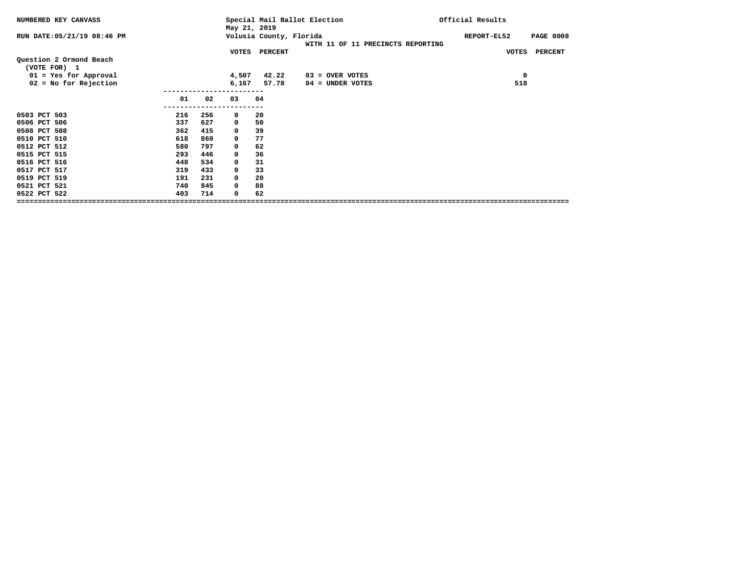NUMBERED KEY CANVASS — Special Mail Ballot Election, May 21, 2019 — Official Results

RUN DATE:05/21/19 08:46 PM — Volusia County, Florida — REPORT-EL52

WITH 11 OF 11 PRECINCTS REPORTING

## Question 2 Ormond Beach

(VOTE FOR) 1

| | VOTES | PERCENT |
|---|---|---|
| 01 = Yes for Approval | 4,507 | 42.22 |
| 02 = No for Rejection | 6,167 | 57.78 |

| | VOTES | PERCENT |
|---|---|---|
| 03 = OVER VOTES | 0 | |
| 04 = UNDER VOTES | 518 | |

| | 01 | 02 | 03 | 04 |
|---|---|---|---|---|
| 0503 PCT 503 | 216 | 256 | 0 | 20 |
| 0506 PCT 506 | 337 | 627 | 0 | 50 |
| 0508 PCT 508 | 362 | 415 | 0 | 39 |
| 0510 PCT 510 | 618 | 869 | 0 | 77 |
| 0512 PCT 512 | 580 | 797 | 0 | 62 |
| 0515 PCT 515 | 293 | 446 | 0 | 36 |
| 0516 PCT 516 | 448 | 534 | 0 | 31 |
| 0517 PCT 517 | 319 | 433 | 0 | 33 |
| 0519 PCT 519 | 191 | 231 | 0 | 20 |
| 0521 PCT 521 | 740 | 845 | 0 | 88 |
| 0522 PCT 522 | 403 | 714 | 0 | 62 |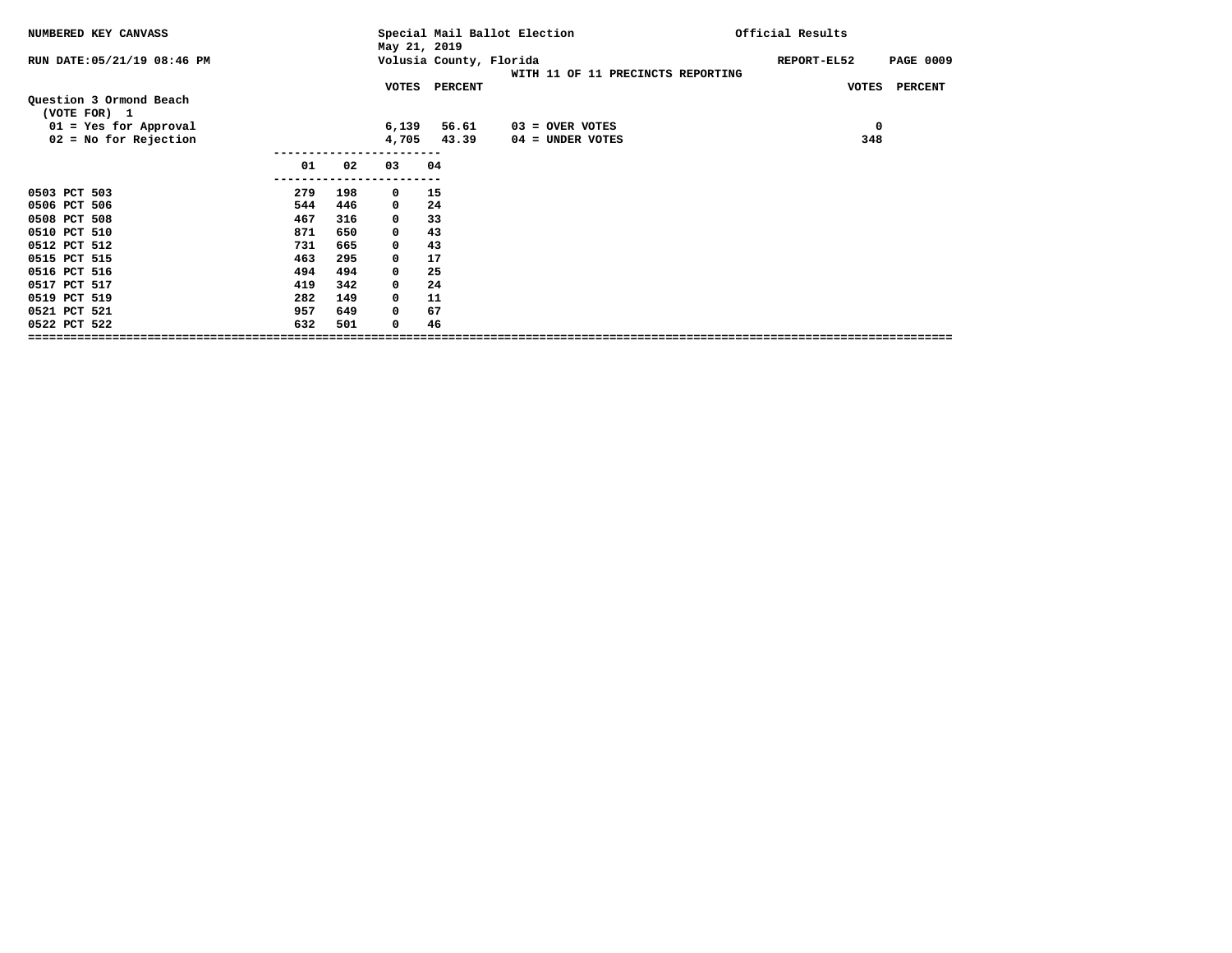NUMBERED KEY CANVASS

RUN DATE:05/21/19 08:46 PM

Special Mail Ballot Election
May 21, 2019
Volusia County, Florida
WITH 11 OF 11 PRECINCTS REPORTING

Official Results

REPORT-EL52

**Question 3 Ormond Beach**
(VOTE FOR) 1

| | VOTES | PERCENT | | VOTES | PERCENT |
|---|---|---|---|---|---|
| 01 = Yes for Approval | 6,139 | 56.61 | 03 = OVER VOTES | 0 | |
| 02 = No for Rejection | 4,705 | 43.39 | 04 = UNDER VOTES | 348 | |

| | 01 | 02 | 03 | 04 |
|---|---|---|---|---|
| 0503 PCT 503 | 279 | 198 | 0 | 15 |
| 0506 PCT 506 | 544 | 446 | 0 | 24 |
| 0508 PCT 508 | 467 | 316 | 0 | 33 |
| 0510 PCT 510 | 871 | 650 | 0 | 43 |
| 0512 PCT 512 | 731 | 665 | 0 | 43 |
| 0515 PCT 515 | 463 | 295 | 0 | 17 |
| 0516 PCT 516 | 494 | 494 | 0 | 25 |
| 0517 PCT 517 | 419 | 342 | 0 | 24 |
| 0519 PCT 519 | 282 | 149 | 0 | 11 |
| 0521 PCT 521 | 957 | 649 | 0 | 67 |
| 0522 PCT 522 | 632 | 501 | 0 | 46 |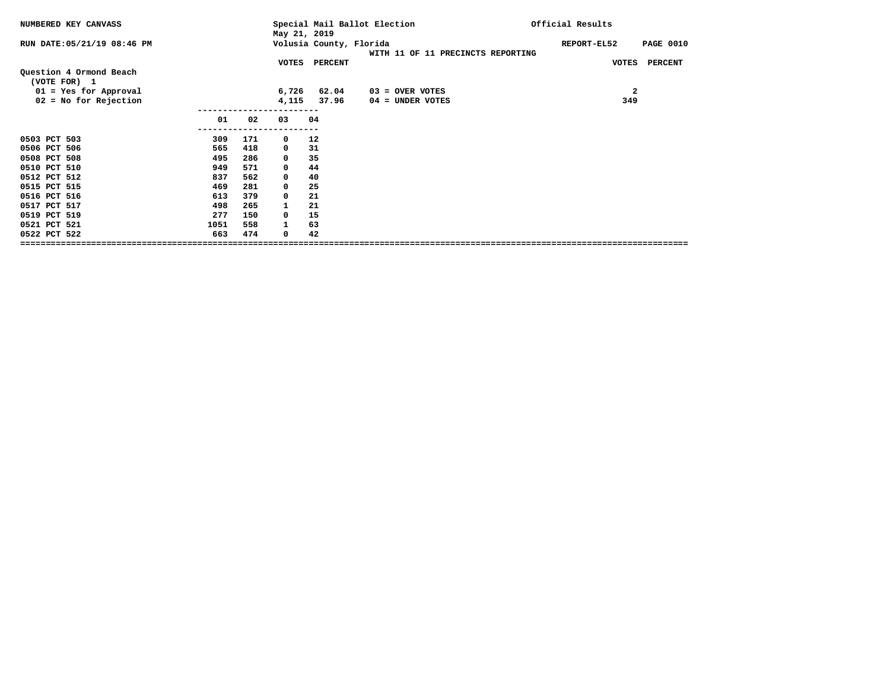NUMBERED KEY CANVASS

RUN DATE:05/21/19 08:46 PM

Special Mail Ballot Election
May 21, 2019
Volusia County, Florida
WITH 11 OF 11 PRECINCTS REPORTING

Official Results

REPORT-EL52

## Question 4 Ormond Beach
(VOTE FOR) 1

| | VOTES | PERCENT | | VOTES | PERCENT |
|---|---|---|---|---|---|
| 01 = Yes for Approval | 6,726 | 62.04 | 03 = OVER VOTES | 2 | |
| 02 = No for Rejection | 4,115 | 37.96 | 04 = UNDER VOTES | 349 | |

| | 01 | 02 | 03 | 04 |
|---|---|---|---|---|
| 0503 PCT 503 | 309 | 171 | 0 | 12 |
| 0506 PCT 506 | 565 | 418 | 0 | 31 |
| 0508 PCT 508 | 495 | 286 | 0 | 35 |
| 0510 PCT 510 | 949 | 571 | 0 | 44 |
| 0512 PCT 512 | 837 | 562 | 0 | 40 |
| 0515 PCT 515 | 469 | 281 | 0 | 25 |
| 0516 PCT 516 | 613 | 379 | 0 | 21 |
| 0517 PCT 517 | 498 | 265 | 1 | 21 |
| 0519 PCT 519 | 277 | 150 | 0 | 15 |
| 0521 PCT 521 | 1051 | 558 | 1 | 63 |
| 0522 PCT 522 | 663 | 474 | 0 | 42 |